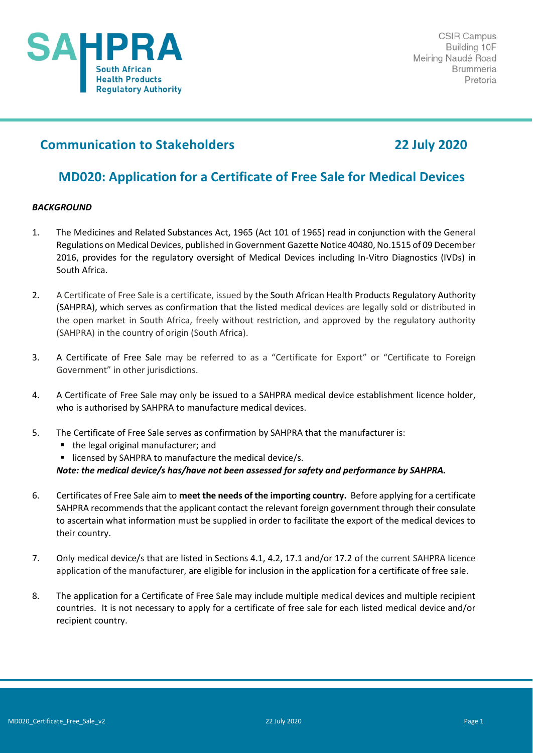**SAHPRA** South African Health Products Regulatory Authority

CSIR Campus
Building 10F
Meiring Naudé Road
Brummeria
Pretoria

## Communication to Stakeholders

**22 July 2020**

# MD020: Application for a Certificate of Free Sale for Medical Devices

***BACKGROUND***

1. The Medicines and Related Substances Act, 1965 (Act 101 of 1965) read in conjunction with the General Regulations on Medical Devices, published in Government Gazette Notice 40480, No.1515 of 09 December 2016, provides for the regulatory oversight of Medical Devices including In-Vitro Diagnostics (IVDs) in South Africa.

2. A Certificate of Free Sale is a certificate, issued by the South African Health Products Regulatory Authority (SAHPRA), which serves as confirmation that the listed medical devices are legally sold or distributed in the open market in South Africa, freely without restriction, and approved by the regulatory authority (SAHPRA) in the country of origin (South Africa).

3. A Certificate of Free Sale may be referred to as a "Certificate for Export" or "Certificate to Foreign Government" in other jurisdictions.

4. A Certificate of Free Sale may only be issued to a SAHPRA medical device establishment licence holder, who is authorised by SAHPRA to manufacture medical devices.

5. The Certificate of Free Sale serves as confirmation by SAHPRA that the manufacturer is:
   - the legal original manufacturer; and
   - licensed by SAHPRA to manufacture the medical device/s.

   ***Note: the medical device/s has/have not been assessed for safety and performance by SAHPRA.***

6. Certificates of Free Sale aim to **meet the needs of the importing country.** Before applying for a certificate SAHPRA recommends that the applicant contact the relevant foreign government through their consulate to ascertain what information must be supplied in order to facilitate the export of the medical devices to their country.

7. Only medical device/s that are listed in Sections 4.1, 4.2, 17.1 and/or 17.2 of the current SAHPRA licence application of the manufacturer, are eligible for inclusion in the application for a certificate of free sale.

8. The application for a Certificate of Free Sale may include multiple medical devices and multiple recipient countries. It is not necessary to apply for a certificate of free sale for each listed medical device and/or recipient country.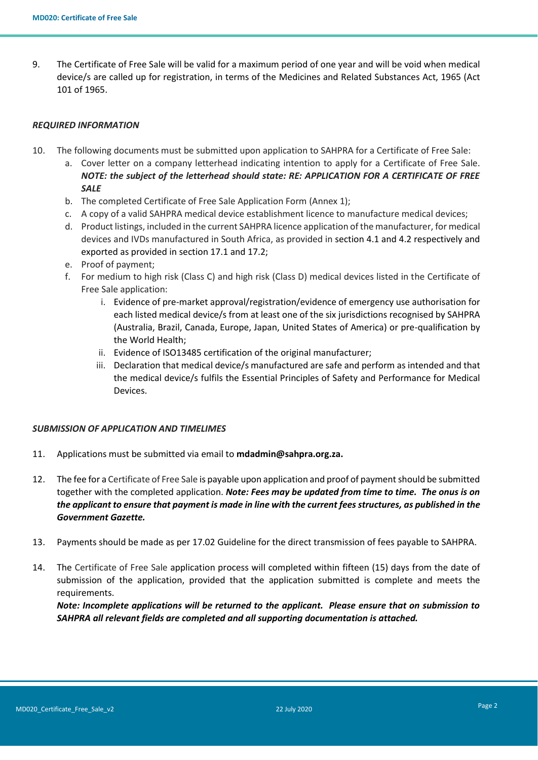9. The Certificate of Free Sale will be valid for a maximum period of one year and will be void when medical device/s are called up for registration, in terms of the Medicines and Related Substances Act, 1965 (Act 101 of 1965.

***REQUIRED INFORMATION***

10. The following documents must be submitted upon application to SAHPRA for a Certificate of Free Sale:
    a. Cover letter on a company letterhead indicating intention to apply for a Certificate of Free Sale. ***NOTE: the subject of the letterhead should state: RE: APPLICATION FOR A CERTIFICATE OF FREE SALE***
    b. The completed Certificate of Free Sale Application Form (Annex 1);
    c. A copy of a valid SAHPRA medical device establishment licence to manufacture medical devices;
    d. Product listings, included in the current SAHPRA licence application of the manufacturer, for medical devices and IVDs manufactured in South Africa, as provided in section 4.1 and 4.2 respectively and exported as provided in section 17.1 and 17.2;
    e. Proof of payment;
    f. For medium to high risk (Class C) and high risk (Class D) medical devices listed in the Certificate of Free Sale application:
        i. Evidence of pre-market approval/registration/evidence of emergency use authorisation for each listed medical device/s from at least one of the six jurisdictions recognised by SAHPRA (Australia, Brazil, Canada, Europe, Japan, United States of America) or pre-qualification by the World Health;
        ii. Evidence of ISO13485 certification of the original manufacturer;
        iii. Declaration that medical device/s manufactured are safe and perform as intended and that the medical device/s fulfils the Essential Principles of Safety and Performance for Medical Devices.

***SUBMISSION OF APPLICATION AND TIMELIMES***

11. Applications must be submitted via email to **mdadmin@sahpra.org.za.**

12. The fee for a Certificate of Free Sale is payable upon application and proof of payment should be submitted together with the completed application. ***Note: Fees may be updated from time to time. The onus is on the applicant to ensure that payment is made in line with the current fees structures, as published in the Government Gazette.***

13. Payments should be made as per 17.02 Guideline for the direct transmission of fees payable to SAHPRA.

14. The Certificate of Free Sale application process will completed within fifteen (15) days from the date of submission of the application, provided that the application submitted is complete and meets the requirements.
    ***Note: Incomplete applications will be returned to the applicant. Please ensure that on submission to SAHPRA all relevant fields are completed and all supporting documentation is attached.***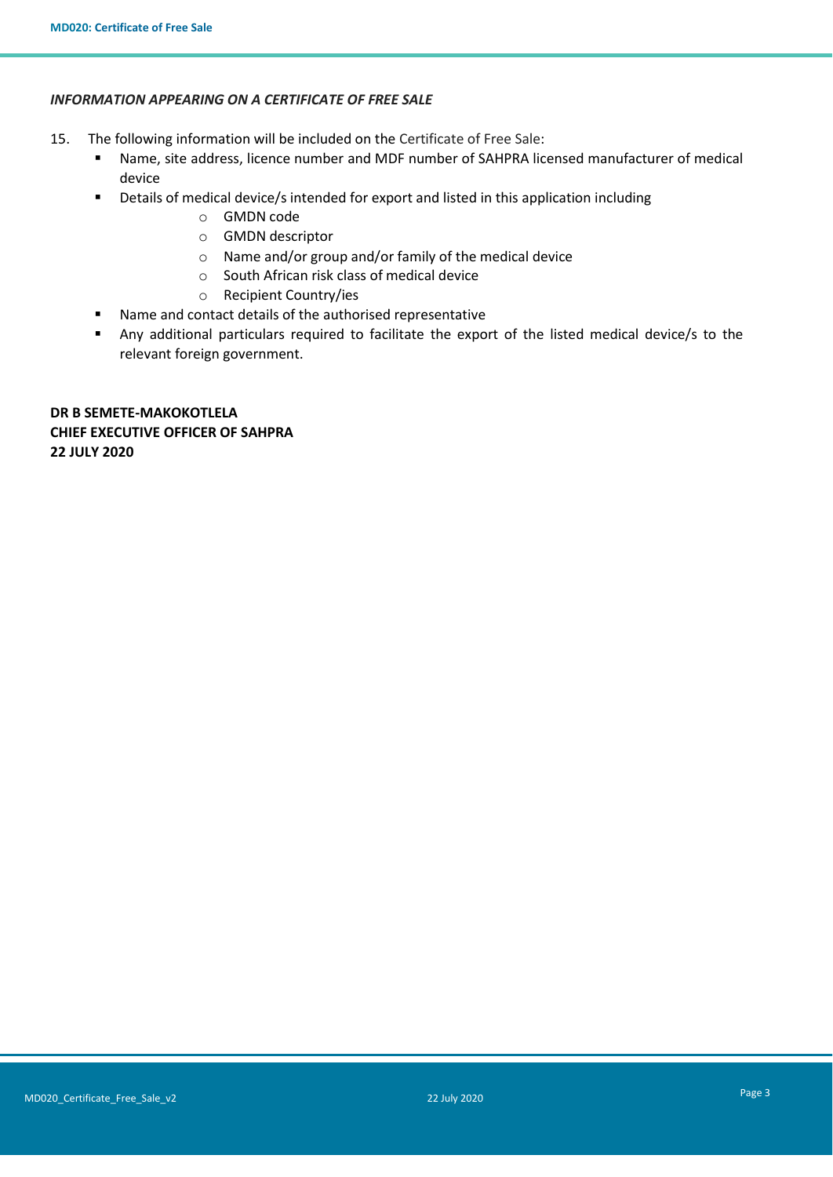### *INFORMATION APPEARING ON A CERTIFICATE OF FREE SALE*

15. The following information will be included on the Certificate of Free Sale:
    - Name, site address, licence number and MDF number of SAHPRA licensed manufacturer of medical device
    - Details of medical device/s intended for export and listed in this application including
        - GMDN code
        - GMDN descriptor
        - Name and/or group and/or family of the medical device
        - South African risk class of medical device
        - Recipient Country/ies
    - Name and contact details of the authorised representative
    - Any additional particulars required to facilitate the export of the listed medical device/s to the relevant foreign government.

**DR B SEMETE-MAKOKOTLELA**
**CHIEF EXECUTIVE OFFICER OF SAHPRA**
**22 JULY 2020**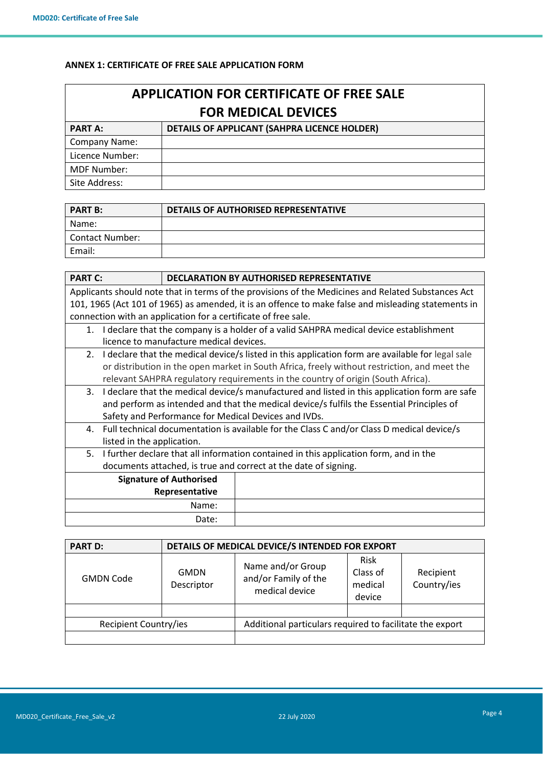**ANNEX 1: CERTIFICATE OF FREE SALE APPLICATION FORM**

## APPLICATION FOR CERTIFICATE OF FREE SALE FOR MEDICAL DEVICES

| **PART A:** | **DETAILS OF APPLICANT (SAHPRA LICENCE HOLDER)** |
|---|---|
| Company Name: | |
| Licence Number: | |
| MDF Number: | |
| Site Address: | |

| **PART B:** | **DETAILS OF AUTHORISED REPRESENTATIVE** |
|---|---|
| Name: | |
| Contact Number: | |
| Email: | |

| **PART C:** | **DECLARATION BY AUTHORISED REPRESENTATIVE** |
|---|---|
| Applicants should note that in terms of the provisions of the Medicines and Related Substances Act 101, 1965 (Act 101 of 1965) as amended, it is an offence to make false and misleading statements in connection with an application for a certificate of free sale. | |
| 1. I declare that the company is a holder of a valid SAHPRA medical device establishment licence to manufacture medical devices. | |
| 2. I declare that the medical device/s listed in this application form are available for legal sale or distribution in the open market in South Africa, freely without restriction, and meet the relevant SAHPRA regulatory requirements in the country of origin (South Africa). | |
| 3. I declare that the medical device/s manufactured and listed in this application form are safe and perform as intended and that the medical device/s fulfils the Essential Principles of Safety and Performance for Medical Devices and IVDs. | |
| 4. Full technical documentation is available for the Class C and/or Class D medical device/s listed in the application. | |
| 5. I further declare that all information contained in this application form, and in the documents attached, is true and correct at the date of signing. | |
| **Signature of Authorised Representative** | |
| Name: | |
| Date: | |

| **PART D:** | **DETAILS OF MEDICAL DEVICE/S INTENDED FOR EXPORT** | | | |
|---|---|---|---|---|
| GMDN Code | GMDN Descriptor | Name and/or Group and/or Family of the medical device | Risk Class of medical device | Recipient Country/ies |
| | | | | |
| Recipient Country/ies | | Additional particulars required to facilitate the export | | |
| | | | | |